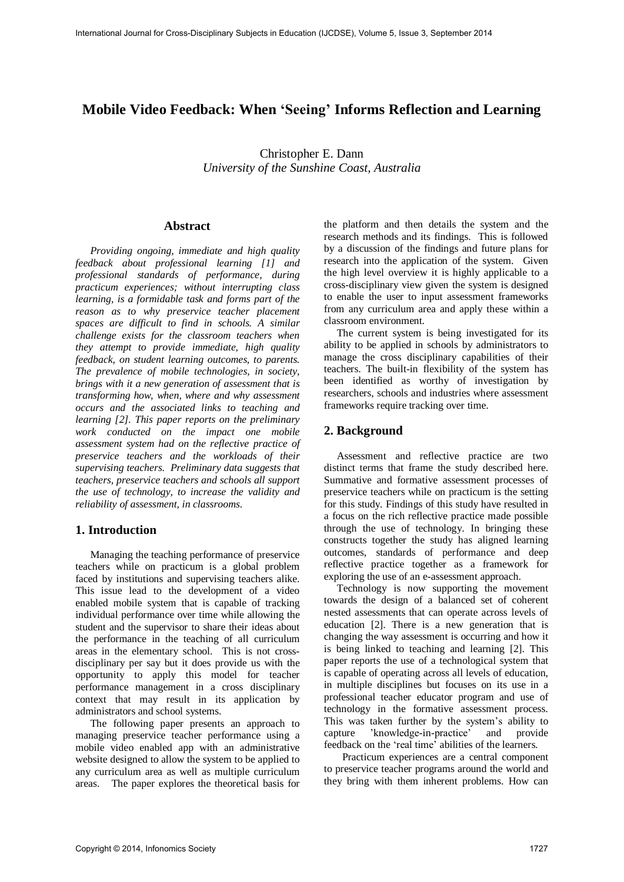# Mobile Video Feedback: When 'Seeing' Informs Reflection and Learning

Christopher E. Dann
*University of the Sunshine Coast, Australia*

## Abstract

*Providing ongoing, immediate and high quality feedback about professional learning [1] and professional standards of performance, during practicum experiences; without interrupting class learning, is a formidable task and forms part of the reason as to why preservice teacher placement spaces are difficult to find in schools. A similar challenge exists for the classroom teachers when they attempt to provide immediate, high quality feedback, on student learning outcomes, to parents. The prevalence of mobile technologies, in society, brings with it a new generation of assessment that is transforming how, when, where and why assessment occurs and the associated links to teaching and learning [2]. This paper reports on the preliminary work conducted on the impact one mobile assessment system had on the reflective practice of preservice teachers and the workloads of their supervising teachers. Preliminary data suggests that teachers, preservice teachers and schools all support the use of technology, to increase the validity and reliability of assessment, in classrooms.*

## 1. Introduction

Managing the teaching performance of preservice teachers while on practicum is a global problem faced by institutions and supervising teachers alike. This issue lead to the development of a video enabled mobile system that is capable of tracking individual performance over time while allowing the student and the supervisor to share their ideas about the performance in the teaching of all curriculum areas in the elementary school. This is not cross-disciplinary per say but it does provide us with the opportunity to apply this model for teacher performance management in a cross disciplinary context that may result in its application by administrators and school systems.

The following paper presents an approach to managing preservice teacher performance using a mobile video enabled app with an administrative website designed to allow the system to be applied to any curriculum area as well as multiple curriculum areas. The paper explores the theoretical basis for the platform and then details the system and the research methods and its findings. This is followed by a discussion of the findings and future plans for research into the application of the system. Given the high level overview it is highly applicable to a cross-disciplinary view given the system is designed to enable the user to input assessment frameworks from any curriculum area and apply these within a classroom environment.

The current system is being investigated for its ability to be applied in schools by administrators to manage the cross disciplinary capabilities of their teachers. The built-in flexibility of the system has been identified as worthy of investigation by researchers, schools and industries where assessment frameworks require tracking over time.

## 2. Background

Assessment and reflective practice are two distinct terms that frame the study described here. Summative and formative assessment processes of preservice teachers while on practicum is the setting for this study. Findings of this study have resulted in a focus on the rich reflective practice made possible through the use of technology. In bringing these constructs together the study has aligned learning outcomes, standards of performance and deep reflective practice together as a framework for exploring the use of an e-assessment approach.

Technology is now supporting the movement towards the design of a balanced set of coherent nested assessments that can operate across levels of education [2]. There is a new generation that is changing the way assessment is occurring and how it is being linked to teaching and learning [2]. This paper reports the use of a technological system that is capable of operating across all levels of education, in multiple disciplines but focuses on its use in a professional teacher educator program and use of technology in the formative assessment process. This was taken further by the system's ability to capture 'knowledge-in-practice' and provide feedback on the 'real time' abilities of the learners.

Practicum experiences are a central component to preservice teacher programs around the world and they bring with them inherent problems. How can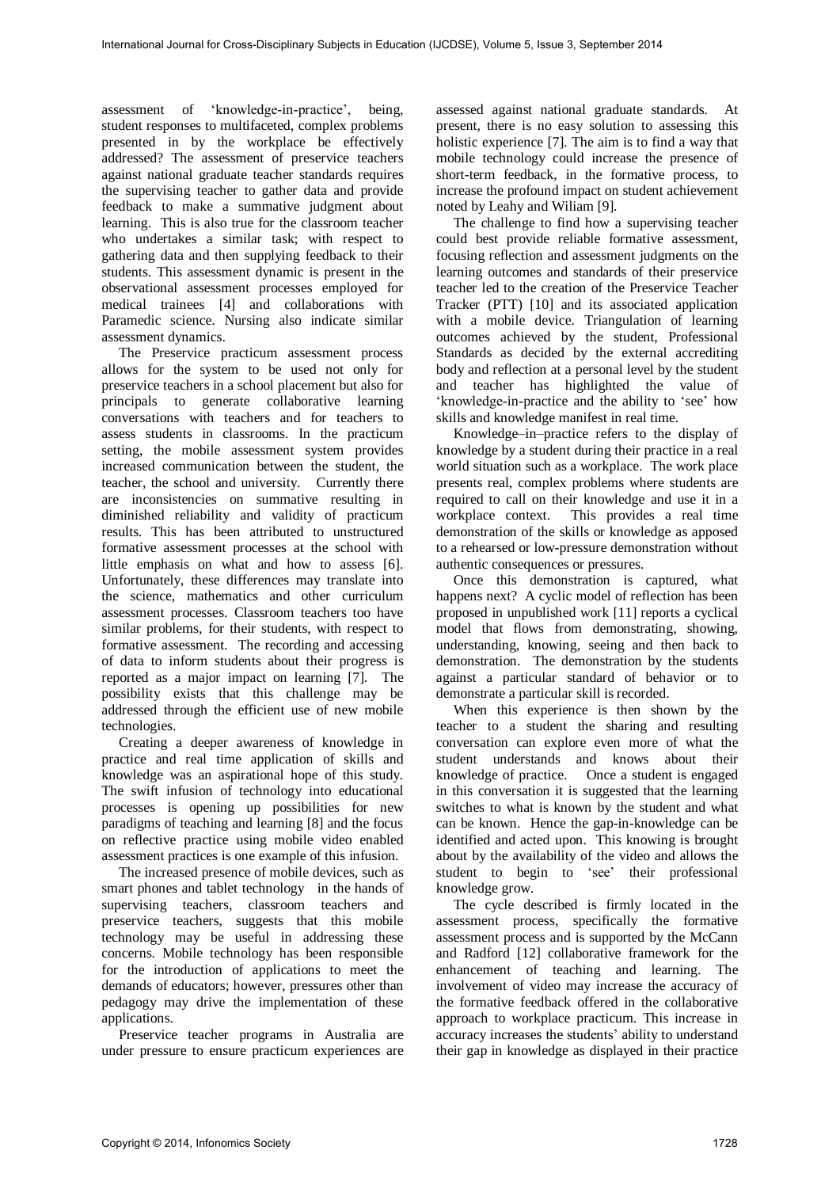assessment of 'knowledge-in-practice', being, student responses to multifaceted, complex problems presented in by the workplace be effectively addressed? The assessment of preservice teachers against national graduate teacher standards requires the supervising teacher to gather data and provide feedback to make a summative judgment about learning. This is also true for the classroom teacher who undertakes a similar task; with respect to gathering data and then supplying feedback to their students. This assessment dynamic is present in the observational assessment processes employed for medical trainees [4] and collaborations with Paramedic science. Nursing also indicate similar assessment dynamics.

The Preservice practicum assessment process allows for the system to be used not only for preservice teachers in a school placement but also for principals to generate collaborative learning conversations with teachers and for teachers to assess students in classrooms. In the practicum setting, the mobile assessment system provides increased communication between the student, the teacher, the school and university. Currently there are inconsistencies on summative resulting in diminished reliability and validity of practicum results. This has been attributed to unstructured formative assessment processes at the school with little emphasis on what and how to assess [6]. Unfortunately, these differences may translate into the science, mathematics and other curriculum assessment processes. Classroom teachers too have similar problems, for their students, with respect to formative assessment. The recording and accessing of data to inform students about their progress is reported as a major impact on learning [7]. The possibility exists that this challenge may be addressed through the efficient use of new mobile technologies.

Creating a deeper awareness of knowledge in practice and real time application of skills and knowledge was an aspirational hope of this study. The swift infusion of technology into educational processes is opening up possibilities for new paradigms of teaching and learning [8] and the focus on reflective practice using mobile video enabled assessment practices is one example of this infusion.

The increased presence of mobile devices, such as smart phones and tablet technology in the hands of supervising teachers, classroom teachers and preservice teachers, suggests that this mobile technology may be useful in addressing these concerns. Mobile technology has been responsible for the introduction of applications to meet the demands of educators; however, pressures other than pedagogy may drive the implementation of these applications.

Preservice teacher programs in Australia are under pressure to ensure practicum experiences are assessed against national graduate standards. At present, there is no easy solution to assessing this holistic experience [7]. The aim is to find a way that mobile technology could increase the presence of short-term feedback, in the formative process, to increase the profound impact on student achievement noted by Leahy and Wiliam [9].

The challenge to find how a supervising teacher could best provide reliable formative assessment, focusing reflection and assessment judgments on the learning outcomes and standards of their preservice teacher led to the creation of the Preservice Teacher Tracker (PTT) [10] and its associated application with a mobile device. Triangulation of learning outcomes achieved by the student, Professional Standards as decided by the external accrediting body and reflection at a personal level by the student and teacher has highlighted the value of 'knowledge-in-practice and the ability to 'see' how skills and knowledge manifest in real time.

Knowledge–in–practice refers to the display of knowledge by a student during their practice in a real world situation such as a workplace. The work place presents real, complex problems where students are required to call on their knowledge and use it in a workplace context. This provides a real time demonstration of the skills or knowledge as apposed to a rehearsed or low-pressure demonstration without authentic consequences or pressures.

Once this demonstration is captured, what happens next? A cyclic model of reflection has been proposed in unpublished work [11] reports a cyclical model that flows from demonstrating, showing, understanding, knowing, seeing and then back to demonstration. The demonstration by the students against a particular standard of behavior or to demonstrate a particular skill is recorded.

When this experience is then shown by the teacher to a student the sharing and resulting conversation can explore even more of what the student understands and knows about their knowledge of practice. Once a student is engaged in this conversation it is suggested that the learning switches to what is known by the student and what can be known. Hence the gap-in-knowledge can be identified and acted upon. This knowing is brought about by the availability of the video and allows the student to begin to 'see' their professional knowledge grow.

The cycle described is firmly located in the assessment process, specifically the formative assessment process and is supported by the McCann and Radford [12] collaborative framework for the enhancement of teaching and learning. The involvement of video may increase the accuracy of the formative feedback offered in the collaborative approach to workplace practicum. This increase in accuracy increases the students' ability to understand their gap in knowledge as displayed in their practice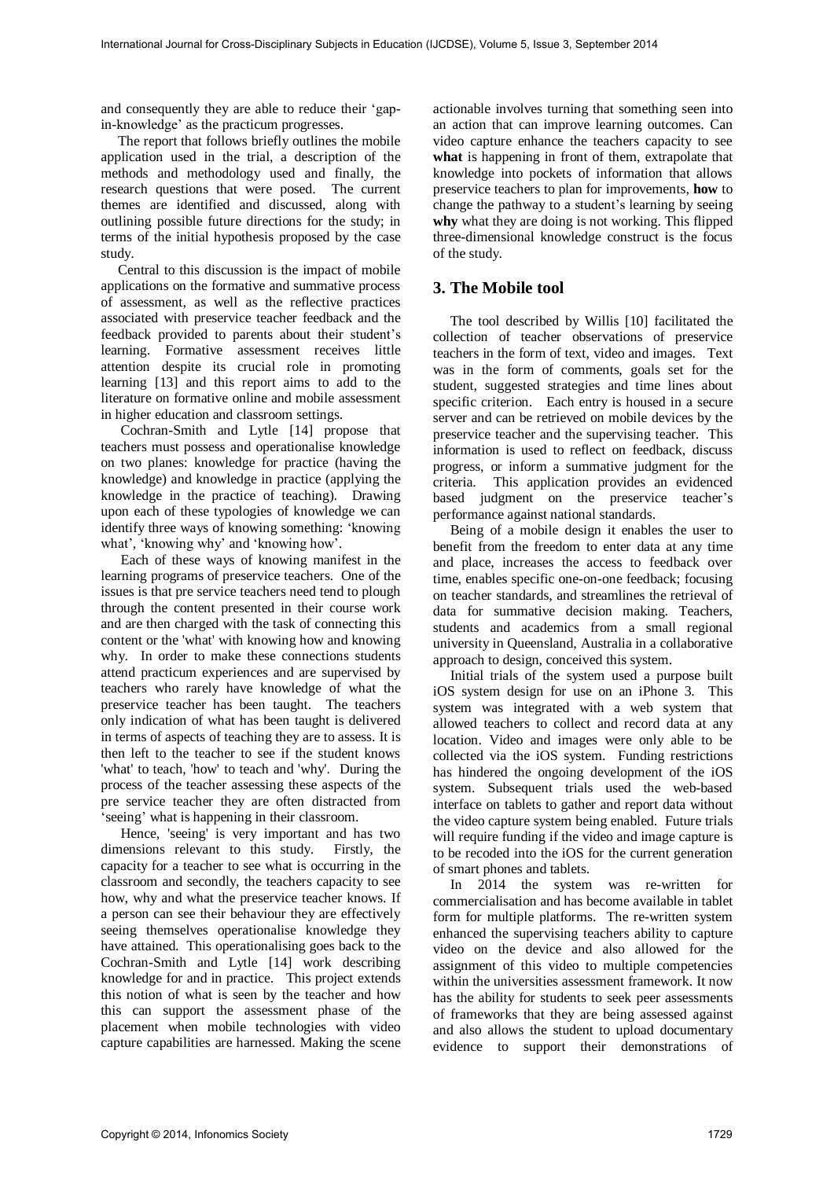and consequently they are able to reduce their 'gap-in-knowledge' as the practicum progresses.

The report that follows briefly outlines the mobile application used in the trial, a description of the methods and methodology used and finally, the research questions that were posed. The current themes are identified and discussed, along with outlining possible future directions for the study; in terms of the initial hypothesis proposed by the case study.

Central to this discussion is the impact of mobile applications on the formative and summative process of assessment, as well as the reflective practices associated with preservice teacher feedback and the feedback provided to parents about their student's learning. Formative assessment receives little attention despite its crucial role in promoting learning [13] and this report aims to add to the literature on formative online and mobile assessment in higher education and classroom settings.

Cochran-Smith and Lytle [14] propose that teachers must possess and operationalise knowledge on two planes: knowledge for practice (having the knowledge) and knowledge in practice (applying the knowledge in the practice of teaching). Drawing upon each of these typologies of knowledge we can identify three ways of knowing something: 'knowing what', 'knowing why' and 'knowing how'.

Each of these ways of knowing manifest in the learning programs of preservice teachers. One of the issues is that pre service teachers need tend to plough through the content presented in their course work and are then charged with the task of connecting this content or the 'what' with knowing how and knowing why. In order to make these connections students attend practicum experiences and are supervised by teachers who rarely have knowledge of what the preservice teacher has been taught. The teachers only indication of what has been taught is delivered in terms of aspects of teaching they are to assess. It is then left to the teacher to see if the student knows 'what' to teach, 'how' to teach and 'why'. During the process of the teacher assessing these aspects of the pre service teacher they are often distracted from 'seeing' what is happening in their classroom.

Hence, 'seeing' is very important and has two dimensions relevant to this study. Firstly, the capacity for a teacher to see what is occurring in the classroom and secondly, the teachers capacity to see how, why and what the preservice teacher knows. If a person can see their behaviour they are effectively seeing themselves operationalise knowledge they have attained. This operationalise goes back to the Cochran-Smith and Lytle [14] work describing knowledge for and in practice. This project extends this notion of what is seen by the teacher and how this can support the assessment phase of the placement when mobile technologies with video capture capabilities are harnessed. Making the scene actionable involves turning that something seen into an action that can improve learning outcomes. Can video capture enhance the teachers capacity to see **what** is happening in front of them, extrapolate that knowledge into pockets of information that allows preservice teachers to plan for improvements, **how** to change the pathway to a student's learning by seeing **why** what they are doing is not working. This flipped three-dimensional knowledge construct is the focus of the study.

## 3. The Mobile tool

The tool described by Willis [10] facilitated the collection of teacher observations of preservice teachers in the form of text, video and images. Text was in the form of comments, goals set for the student, suggested strategies and time lines about specific criterion. Each entry is housed in a secure server and can be retrieved on mobile devices by the preservice teacher and the supervising teacher. This information is used to reflect on feedback, discuss progress, or inform a summative judgment for the criteria. This application provides an evidenced based judgment on the preservice teacher's performance against national standards.

Being of a mobile design it enables the user to benefit from the freedom to enter data at any time and place, increases the access to feedback over time, enables specific one-on-one feedback; focusing on teacher standards, and streamlines the retrieval of data for summative decision making. Teachers, students and academics from a small regional university in Queensland, Australia in a collaborative approach to design, conceived this system.

Initial trials of the system used a purpose built iOS system design for use on an iPhone 3. This system was integrated with a web system that allowed teachers to collect and record data at any location. Video and images were only able to be collected via the iOS system. Funding restrictions has hindered the ongoing development of the iOS system. Subsequent trials used the web-based interface on tablets to gather and report data without the video capture system being enabled. Future trials will require funding if the video and image capture is to be recoded into the iOS for the current generation of smart phones and tablets.

In 2014 the system was re-written for commercialisation and has become available in tablet form for multiple platforms. The re-written system enhanced the supervising teachers ability to capture video on the device and also allowed for the assignment of this video to multiple competencies within the universities assessment framework. It now has the ability for students to seek peer assessments of frameworks that they are being assessed against and also allows the student to upload documentary evidence to support their demonstrations of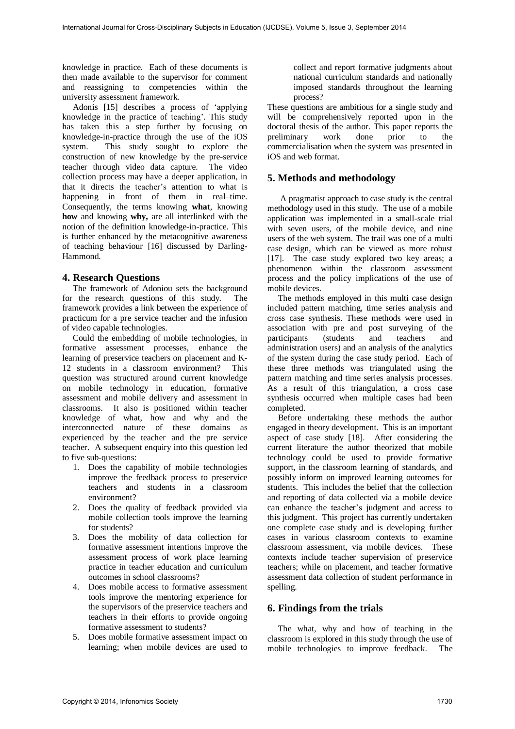knowledge in practice. Each of these documents is then made available to the supervisor for comment and reassigning to competencies within the university assessment framework.

Adonis [15] describes a process of 'applying knowledge in the practice of teaching'. This study has taken this a step further by focusing on knowledge-in-practice through the use of the iOS system. This study sought to explore the construction of new knowledge by the pre-service teacher through video data capture. The video collection process may have a deeper application, in that it directs the teacher's attention to what is happening in front of them in real–time. Consequently, the terms knowing **what**, knowing **how** and knowing **why,** are all interlinked with the notion of the definition knowledge-in-practice. This is further enhanced by the metacognitive awareness of teaching behaviour [16] discussed by Darling-Hammond.

## 4. Research Questions

The framework of Adoniou sets the background for the research questions of this study. The framework provides a link between the experience of practicum for a pre service teacher and the infusion of video capable technologies.

Could the embedding of mobile technologies, in formative assessment processes, enhance the learning of preservice teachers on placement and K-12 students in a classroom environment? This question was structured around current knowledge on mobile technology in education, formative assessment and mobile delivery and assessment in classrooms. It also is positioned within teacher knowledge of what, how and why and the interconnected nature of these domains as experienced by the teacher and the pre service teacher. A subsequent enquiry into this question led to five sub-questions:

1. Does the capability of mobile technologies improve the feedback process to preservice teachers and students in a classroom environment?
2. Does the quality of feedback provided via mobile collection tools improve the learning for students?
3. Does the mobility of data collection for formative assessment intentions improve the assessment process of work place learning practice in teacher education and curriculum outcomes in school classrooms?
4. Does mobile access to formative assessment tools improve the mentoring experience for the supervisors of the preservice teachers and teachers in their efforts to provide ongoing formative assessment to students?
5. Does mobile formative assessment impact on learning; when mobile devices are used to collect and report formative judgments about national curriculum standards and nationally imposed standards throughout the learning process?

These questions are ambitious for a single study and will be comprehensively reported upon in the doctoral thesis of the author. This paper reports the preliminary work done prior to the commercialisation when the system was presented in iOS and web format.

## 5. Methods and methodology

A pragmatist approach to case study is the central methodology used in this study. The use of a mobile application was implemented in a small-scale trial with seven users, of the mobile device, and nine users of the web system. The trail was one of a multi case design, which can be viewed as more robust [17]. The case study explored two key areas; a phenomenon within the classroom assessment process and the policy implications of the use of mobile devices.

The methods employed in this multi case design included pattern matching, time series analysis and cross case synthesis. These methods were used in association with pre and post surveying of the participants (students and teachers and administration users) and an analysis of the analytics of the system during the case study period. Each of these three methods was triangulated using the pattern matching and time series analysis processes. As a result of this triangulation, a cross case synthesis occurred when multiple cases had been completed.

Before undertaking these methods the author engaged in theory development. This is an important aspect of case study [18]. After considering the current literature the author theorized that mobile technology could be used to provide formative support, in the classroom learning of standards, and possibly inform on improved learning outcomes for students. This includes the belief that the collection and reporting of data collected via a mobile device can enhance the teacher's judgment and access to this judgment. This project has currently undertaken one complete case study and is developing further cases in various classroom contexts to examine classroom assessment, via mobile devices. These contexts include teacher supervision of preservice teachers; while on placement, and teacher formative assessment data collection of student performance in spelling.

## 6. Findings from the trials

The what, why and how of teaching in the classroom is explored in this study through the use of mobile technologies to improve feedback. The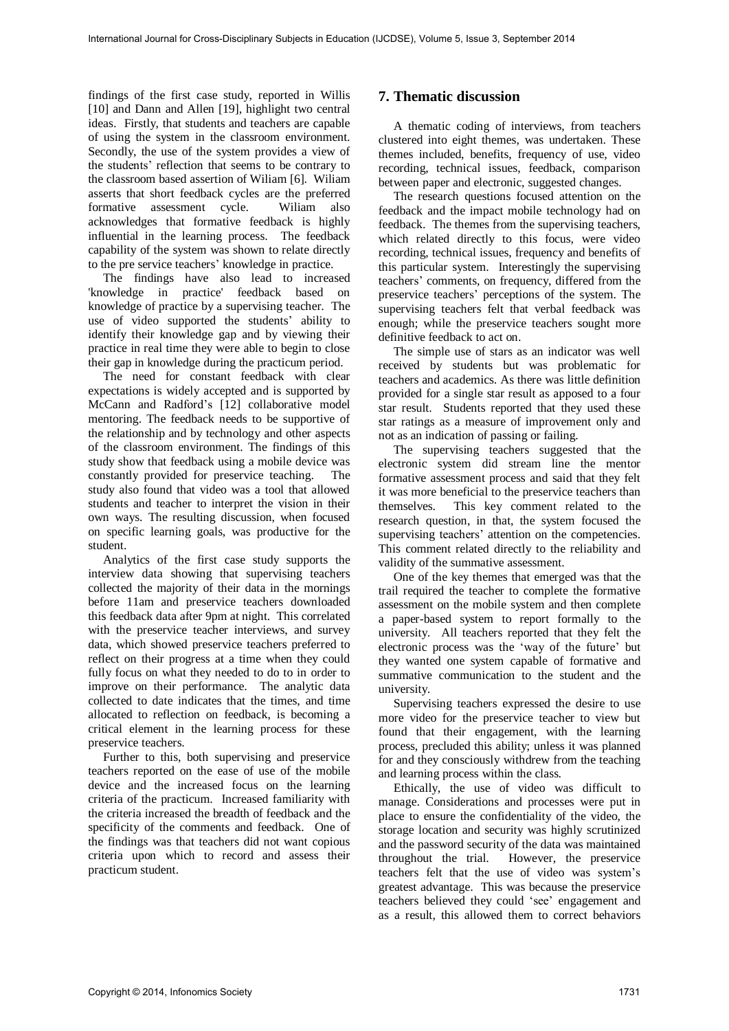findings of the first case study, reported in Willis [10] and Dann and Allen [19], highlight two central ideas. Firstly, that students and teachers are capable of using the system in the classroom environment. Secondly, the use of the system provides a view of the students' reflection that seems to be contrary to the classroom based assertion of Wiliam [6]. Wiliam asserts that short feedback cycles are the preferred formative assessment cycle. Wiliam also acknowledges that formative feedback is highly influential in the learning process. The feedback capability of the system was shown to relate directly to the pre service teachers' knowledge in practice.

The findings have also lead to increased 'knowledge in practice' feedback based on knowledge of practice by a supervising teacher. The use of video supported the students' ability to identify their knowledge gap and by viewing their practice in real time they were able to begin to close their gap in knowledge during the practicum period.

The need for constant feedback with clear expectations is widely accepted and is supported by McCann and Radford's [12] collaborative model mentoring. The feedback needs to be supportive of the relationship and by technology and other aspects of the classroom environment. The findings of this study show that feedback using a mobile device was constantly provided for preservice teaching. The study also found that video was a tool that allowed students and teacher to interpret the vision in their own ways. The resulting discussion, when focused on specific learning goals, was productive for the student.

Analytics of the first case study supports the interview data showing that supervising teachers collected the majority of their data in the mornings before 11am and preservice teachers downloaded this feedback data after 9pm at night. This correlated with the preservice teacher interviews, and survey data, which showed preservice teachers preferred to reflect on their progress at a time when they could fully focus on what they needed to do to in order to improve on their performance. The analytic data collected to date indicates that the times, and time allocated to reflection on feedback, is becoming a critical element in the learning process for these preservice teachers.

Further to this, both supervising and preservice teachers reported on the ease of use of the mobile device and the increased focus on the learning criteria of the practicum. Increased familiarity with the criteria increased the breadth of feedback and the specificity of the comments and feedback. One of the findings was that teachers did not want copious criteria upon which to record and assess their practicum student.

## 7. Thematic discussion

A thematic coding of interviews, from teachers clustered into eight themes, was undertaken. These themes included, benefits, frequency of use, video recording, technical issues, feedback, comparison between paper and electronic, suggested changes.

The research questions focused attention on the feedback and the impact mobile technology had on feedback. The themes from the supervising teachers, which related directly to this focus, were video recording, technical issues, frequency and benefits of this particular system. Interestingly the supervising teachers' comments, on frequency, differed from the preservice teachers' perceptions of the system. The supervising teachers felt that verbal feedback was enough; while the preservice teachers sought more definitive feedback to act on.

The simple use of stars as an indicator was well received by students but was problematic for teachers and academics. As there was little definition provided for a single star result as apposed to a four star result. Students reported that they used these star ratings as a measure of improvement only and not as an indication of passing or failing.

The supervising teachers suggested that the electronic system did stream line the mentor formative assessment process and said that they felt it was more beneficial to the preservice teachers than themselves. This key comment related to the research question, in that, the system focused the supervising teachers' attention on the competencies. This comment related directly to the reliability and validity of the summative assessment.

One of the key themes that emerged was that the trail required the teacher to complete the formative assessment on the mobile system and then complete a paper-based system to report formally to the university. All teachers reported that they felt the electronic process was the 'way of the future' but they wanted one system capable of formative and summative communication to the student and the university.

Supervising teachers expressed the desire to use more video for the preservice teacher to view but found that their engagement, with the learning process, precluded this ability; unless it was planned for and they consciously withdrew from the teaching and learning process within the class.

Ethically, the use of video was difficult to manage. Considerations and processes were put in place to ensure the confidentiality of the video, the storage location and security was highly scrutinized and the password security of the data was maintained throughout the trial. However, the preservice teachers felt that the use of video was system's greatest advantage. This was because the preservice teachers believed they could 'see' engagement and as a result, this allowed them to correct behaviors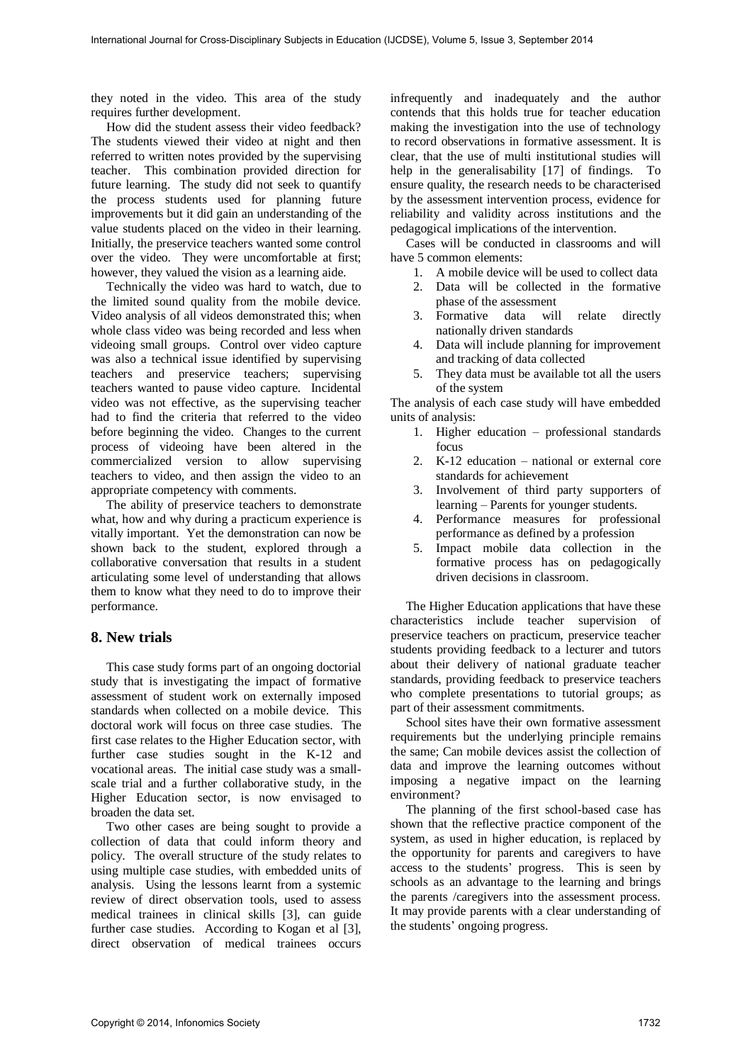they noted in the video. This area of the study requires further development.

How did the student assess their video feedback? The students viewed their video at night and then referred to written notes provided by the supervising teacher. This combination provided direction for future learning. The study did not seek to quantify the process students used for planning future improvements but it did gain an understanding of the value students placed on the video in their learning. Initially, the preservice teachers wanted some control over the video. They were uncomfortable at first; however, they valued the vision as a learning aide.

Technically the video was hard to watch, due to the limited sound quality from the mobile device. Video analysis of all videos demonstrated this; when whole class video was being recorded and less when videoing small groups. Control over video capture was also a technical issue identified by supervising teachers and preservice teachers; supervising teachers wanted to pause video capture. Incidental video was not effective, as the supervising teacher had to find the criteria that referred to the video before beginning the video. Changes to the current process of videoing have been altered in the commercialized version to allow supervising teachers to video, and then assign the video to an appropriate competency with comments.

The ability of preservice teachers to demonstrate what, how and why during a practicum experience is vitally important. Yet the demonstration can now be shown back to the student, explored through a collaborative conversation that results in a student articulating some level of understanding that allows them to know what they need to do to improve their performance.

## 8. New trials

This case study forms part of an ongoing doctorial study that is investigating the impact of formative assessment of student work on externally imposed standards when collected on a mobile device. This doctoral work will focus on three case studies. The first case relates to the Higher Education sector, with further case studies sought in the K-12 and vocational areas. The initial case study was a small-scale trial and a further collaborative study, in the Higher Education sector, is now envisaged to broaden the data set.

Two other cases are being sought to provide a collection of data that could inform theory and policy. The overall structure of the study relates to using multiple case studies, with embedded units of analysis. Using the lessons learnt from a systemic review of direct observation tools, used to assess medical trainees in clinical skills [3], can guide further case studies. According to Kogan et al [3], direct observation of medical trainees occurs infrequently and inadequately and the author contends that this holds true for teacher education making the investigation into the use of technology to record observations in formative assessment. It is clear, that the use of multi institutional studies will help in the generalisability [17] of findings. To ensure quality, the research needs to be characterised by the assessment intervention process, evidence for reliability and validity across institutions and the pedagogical implications of the intervention.

Cases will be conducted in classrooms and will have 5 common elements:

1. A mobile device will be used to collect data
2. Data will be collected in the formative phase of the assessment
3. Formative data will relate directly nationally driven standards
4. Data will include planning for improvement and tracking of data collected
5. They data must be available tot all the users of the system

The analysis of each case study will have embedded units of analysis:

1. Higher education – professional standards focus
2. K-12 education – national or external core standards for achievement
3. Involvement of third party supporters of learning – Parents for younger students.
4. Performance measures for professional performance as defined by a profession
5. Impact mobile data collection in the formative process has on pedagogically driven decisions in classroom.

The Higher Education applications that have these characteristics include teacher supervision of preservice teachers on practicum, preservice teacher students providing feedback to a lecturer and tutors about their delivery of national graduate teacher standards, providing feedback to preservice teachers who complete presentations to tutorial groups; as part of their assessment commitments.

School sites have their own formative assessment requirements but the underlying principle remains the same; Can mobile devices assist the collection of data and improve the learning outcomes without imposing a negative impact on the learning environment?

The planning of the first school-based case has shown that the reflective practice component of the system, as used in higher education, is replaced by the opportunity for parents and caregivers to have access to the students' progress. This is seen by schools as an advantage to the learning and brings the parents /caregivers into the assessment process. It may provide parents with a clear understanding of the students' ongoing progress.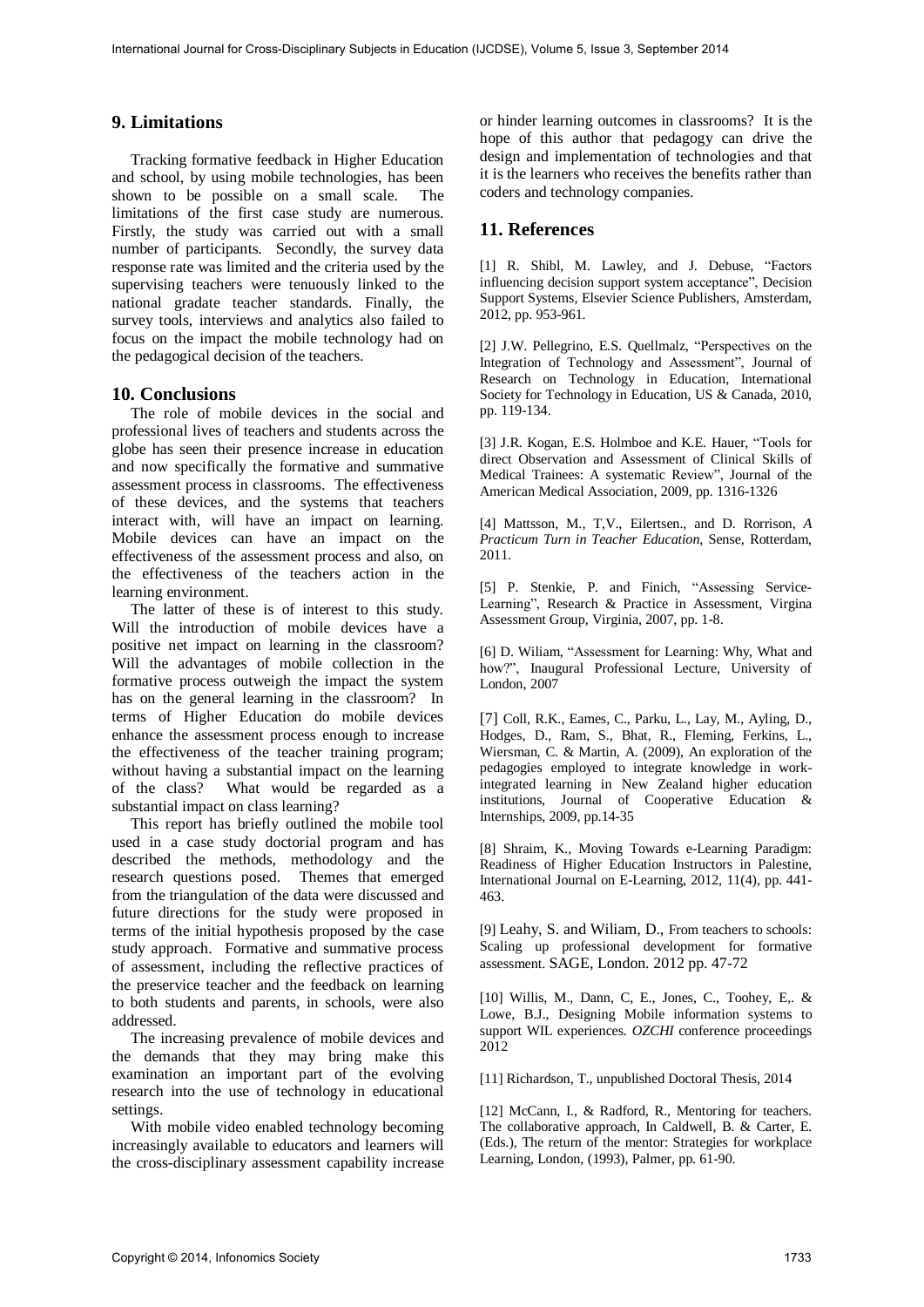## 9. Limitations

Tracking formative feedback in Higher Education and school, by using mobile technologies, has been shown to be possible on a small scale. The limitations of the first case study are numerous. Firstly, the study was carried out with a small number of participants. Secondly, the survey data response rate was limited and the criteria used by the supervising teachers were tenuously linked to the national gradate teacher standards. Finally, the survey tools, interviews and analytics also failed to focus on the impact the mobile technology had on the pedagogical decision of the teachers.

## 10. Conclusions

The role of mobile devices in the social and professional lives of teachers and students across the globe has seen their presence increase in education and now specifically the formative and summative assessment process in classrooms. The effectiveness of these devices, and the systems that teachers interact with, will have an impact on learning. Mobile devices can have an impact on the effectiveness of the assessment process and also, on the effectiveness of the teachers action in the learning environment.

The latter of these is of interest to this study. Will the introduction of mobile devices have a positive net impact on learning in the classroom? Will the advantages of mobile collection in the formative process outweigh the impact the system has on the general learning in the classroom? In terms of Higher Education do mobile devices enhance the assessment process enough to increase the effectiveness of the teacher training program; without having a substantial impact on the learning of the class? What would be regarded as a substantial impact on class learning?

This report has briefly outlined the mobile tool used in a case study doctorial program and has described the methods, methodology and the research questions posed. Themes that emerged from the triangulation of the data were discussed and future directions for the study were proposed in terms of the initial hypothesis proposed by the case study approach. Formative and summative process of assessment, including the reflective practices of the preservice teacher and the feedback on learning to both students and parents, in schools, were also addressed.

The increasing prevalence of mobile devices and the demands that they may bring make this examination an important part of the evolving research into the use of technology in educational settings.

With mobile video enabled technology becoming increasingly available to educators and learners will the cross-disciplinary assessment capability increase or hinder learning outcomes in classrooms? It is the hope of this author that pedagogy can drive the design and implementation of technologies and that it is the learners who receives the benefits rather than coders and technology companies.

## 11. References

[1] R. Shibl, M. Lawley, and J. Debuse, "Factors influencing decision support system acceptance", Decision Support Systems, Elsevier Science Publishers, Amsterdam, 2012, pp. 953-961.

[2] J.W. Pellegrino, E.S. Quellmalz, "Perspectives on the Integration of Technology and Assessment", Journal of Research on Technology in Education, International Society for Technology in Education, US & Canada, 2010, pp. 119-134.

[3] J.R. Kogan, E.S. Holmboe and K.E. Hauer, "Tools for direct Observation and Assessment of Clinical Skills of Medical Trainees: A systematic Review", Journal of the American Medical Association, 2009, pp. 1316-1326

[4] Mattsson, M., T,V., Eilertsen., and D. Rorrison, *A Practicum Turn in Teacher Education*, Sense, Rotterdam, 2011.

[5] P. Stenkie, P. and Finich, "Assessing Service-Learning", Research & Practice in Assessment, Virgina Assessment Group, Virginia, 2007, pp. 1-8.

[6] D. Wiliam, "Assessment for Learning: Why, What and how?", Inaugural Professional Lecture, University of London, 2007

[7] Coll, R.K., Eames, C., Parku, L., Lay, M., Ayling, D., Hodges, D., Ram, S., Bhat, R., Fleming, Ferkins, L., Wiersman, C. & Martin, A. (2009), An exploration of the pedagogies employed to integrate knowledge in work-integrated learning in New Zealand higher education institutions, Journal of Cooperative Education & Internships, 2009, pp.14-35

[8] Shraim, K., Moving Towards e-Learning Paradigm: Readiness of Higher Education Instructors in Palestine, International Journal on E-Learning, 2012, 11(4), pp. 441-463.

[9] Leahy, S. and Wiliam, D., From teachers to schools: Scaling up professional development for formative assessment. SAGE, London. 2012 pp. 47-72

[10] Willis, M., Dann, C, E., Jones, C., Toohey, E,. & Lowe, B.J., Designing Mobile information systems to support WIL experiences. *OZCHI* conference proceedings 2012

[11] Richardson, T., unpublished Doctoral Thesis, 2014

[12] McCann, I., & Radford, R., Mentoring for teachers. The collaborative approach, In Caldwell, B. & Carter, E. (Eds.), The return of the mentor: Strategies for workplace Learning, London, (1993), Palmer, pp. 61-90.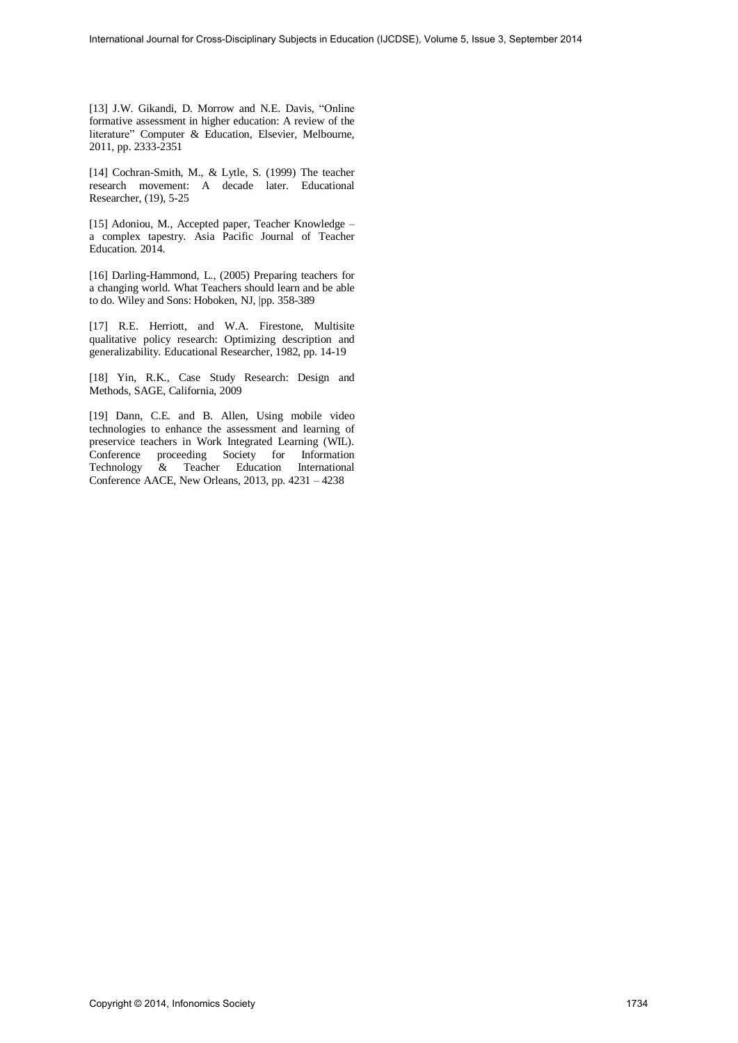[13] J.W. Gikandi, D. Morrow and N.E. Davis, "Online formative assessment in higher education: A review of the literature" Computer & Education, Elsevier, Melbourne, 2011, pp. 2333-2351

[14] Cochran-Smith, M., & Lytle, S. (1999) The teacher research movement: A decade later. Educational Researcher, (19), 5-25

[15] Adoniou, M., Accepted paper, Teacher Knowledge – a complex tapestry. Asia Pacific Journal of Teacher Education. 2014.

[16] Darling-Hammond, L., (2005) Preparing teachers for a changing world. What Teachers should learn and be able to do. Wiley and Sons: Hoboken, NJ, |pp. 358-389

[17] R.E. Herriott, and W.A. Firestone, Multisite qualitative policy research: Optimizing description and generalizability. Educational Researcher, 1982, pp. 14-19

[18] Yin, R.K., Case Study Research: Design and Methods, SAGE, California, 2009

[19] Dann, C.E. and B. Allen, Using mobile video technologies to enhance the assessment and learning of preservice teachers in Work Integrated Learning (WIL). Conference proceeding Society for Information Technology & Teacher Education International Conference AACE, New Orleans, 2013, pp. 4231 – 4238